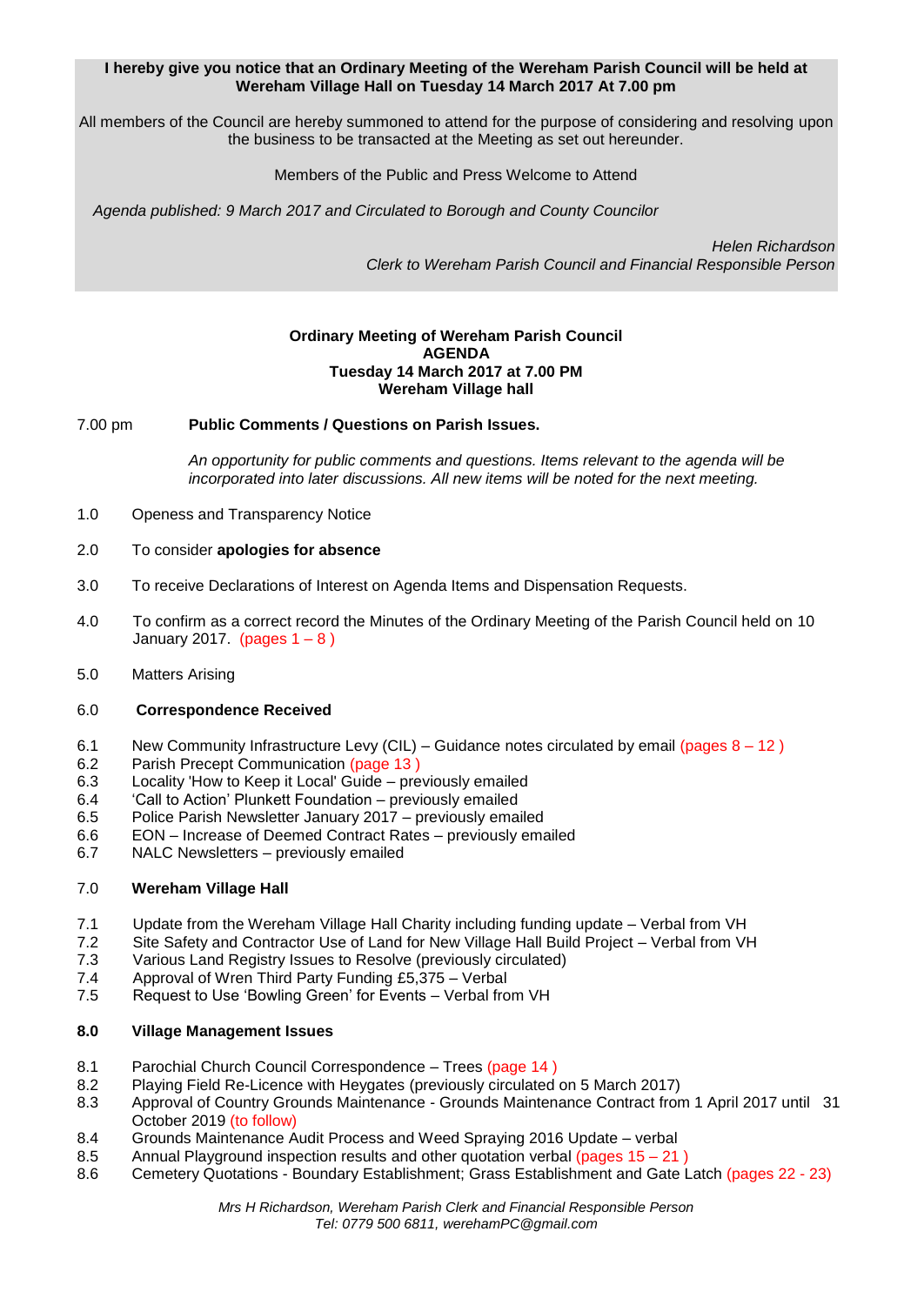**I hereby give you notice that an Ordinary Meeting of the Wereham Parish Council will be held at Wereham Village Hall on Tuesday 14 March 2017 At 7.00 pm**

All members of the Council are hereby summoned to attend for the purpose of considering and resolving upon the business to be transacted at the Meeting as set out hereunder.

Members of the Public and Press Welcome to Attend

*Agenda published: 9 March 2017 and Circulated to Borough and County Councilor*

*Helen Richardson*
*Clerk to Wereham Parish Council and Financial Responsible Person*

**Ordinary Meeting of Wereham Parish Council**
**AGENDA**
**Tuesday 14 March 2017 at 7.00 PM**
**Wereham Village hall**

7.00 pm **Public Comments / Questions on Parish Issues.**

*An opportunity for public comments and questions. Items relevant to the agenda will be incorporated into later discussions. All new items will be noted for the next meeting.*

1.0 Openess and Transparency Notice

2.0 To consider **apologies for absence**

3.0 To receive Declarations of Interest on Agenda Items and Dispensation Requests.

4.0 To confirm as a correct record the Minutes of the Ordinary Meeting of the Parish Council held on 10 January 2017. (pages 1 – 8 )

5.0 Matters Arising

6.0 **Correspondence Received**

6.1 New Community Infrastructure Levy (CIL) – Guidance notes circulated by email (pages 8 – 12 )
6.2 Parish Precept Communication (page 13 )
6.3 Locality 'How to Keep it Local' Guide – previously emailed
6.4 'Call to Action' Plunkett Foundation – previously emailed
6.5 Police Parish Newsletter January 2017 – previously emailed
6.6 EON – Increase of Deemed Contract Rates – previously emailed
6.7 NALC Newsletters – previously emailed

7.0 **Wereham Village Hall**

7.1 Update from the Wereham Village Hall Charity including funding update – Verbal from VH
7.2 Site Safety and Contractor Use of Land for New Village Hall Build Project – Verbal from VH
7.3 Various Land Registry Issues to Resolve (previously circulated)
7.4 Approval of Wren Third Party Funding £5,375 – Verbal
7.5 Request to Use 'Bowling Green' for Events – Verbal from VH

**8.0 Village Management Issues**

8.1 Parochial Church Council Correspondence – Trees (page 14 )
8.2 Playing Field Re-Licence with Heygates (previously circulated on 5 March 2017)
8.3 Approval of Country Grounds Maintenance - Grounds Maintenance Contract from 1 April 2017 until 31 October 2019 (to follow)
8.4 Grounds Maintenance Audit Process and Weed Spraying 2016 Update – verbal
8.5 Annual Playground inspection results and other quotation verbal (pages 15 – 21 )
8.6 Cemetery Quotations - Boundary Establishment; Grass Establishment and Gate Latch (pages 22 - 23)

*Mrs H Richardson, Wereham Parish Clerk and Financial Responsible Person*
*Tel: 0779 500 6811, werehamPC@gmail.com*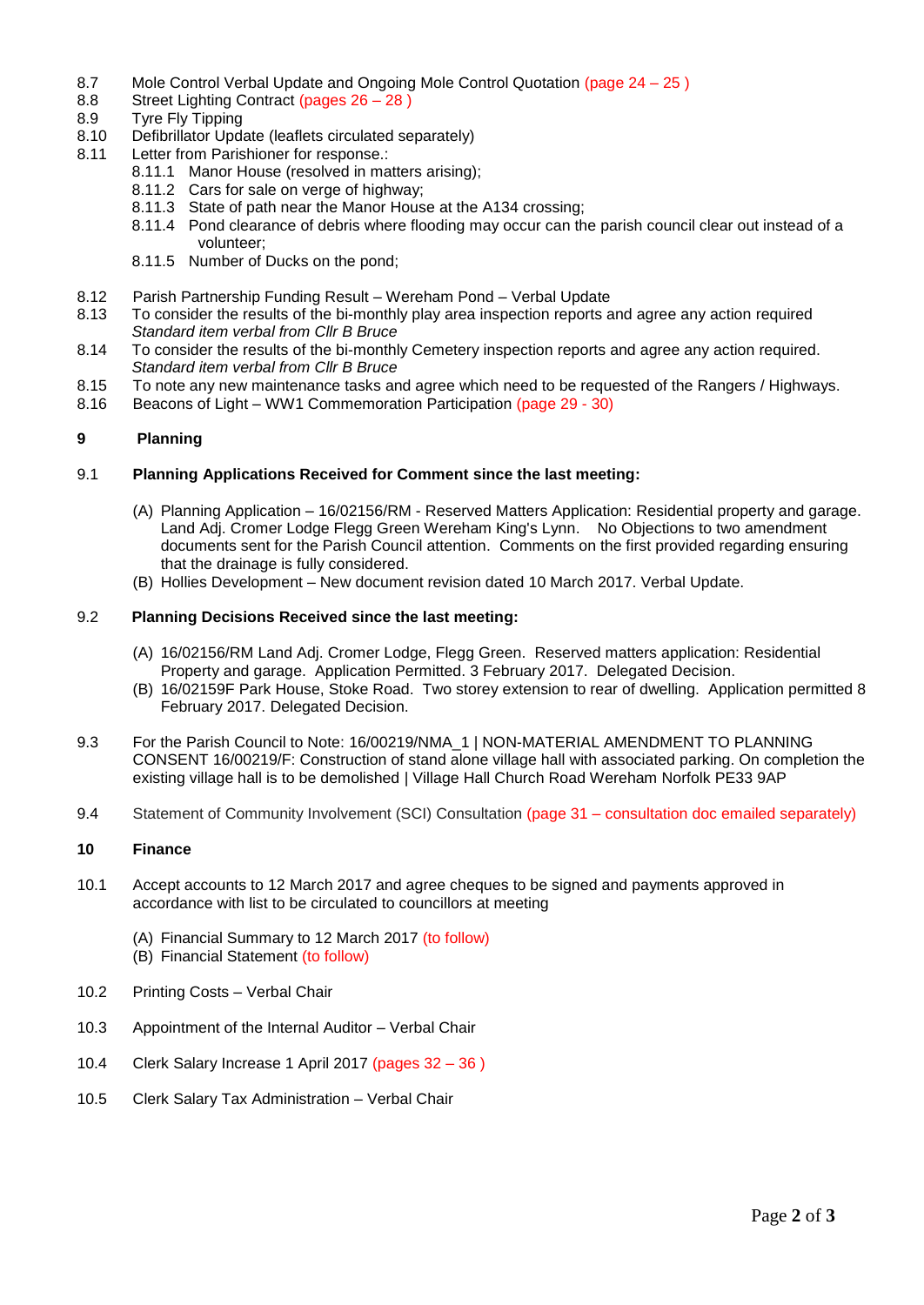8.7 Mole Control Verbal Update and Ongoing Mole Control Quotation (page 24 – 25 )
8.8 Street Lighting Contract (pages 26 – 28 )
8.9 Tyre Fly Tipping
8.10 Defibrillator Update (leaflets circulated separately)
8.11 Letter from Parishioner for response.:
- 8.11.1 Manor House (resolved in matters arising);
- 8.11.2 Cars for sale on verge of highway;
- 8.11.3 State of path near the Manor House at the A134 crossing;
- 8.11.4 Pond clearance of debris where flooding may occur can the parish council clear out instead of a volunteer;
- 8.11.5 Number of Ducks on the pond;

8.12 Parish Partnership Funding Result – Wereham Pond – Verbal Update
8.13 To consider the results of the bi-monthly play area inspection reports and agree any action required *Standard item verbal from Cllr B Bruce*
8.14 To consider the results of the bi-monthly Cemetery inspection reports and agree any action required. *Standard item verbal from Cllr B Bruce*
8.15 To note any new maintenance tasks and agree which need to be requested of the Rangers / Highways.
8.16 Beacons of Light – WW1 Commemoration Participation (page 29 - 30)

## 9 Planning

### 9.1 Planning Applications Received for Comment since the last meeting:

(A) Planning Application – 16/02156/RM - Reserved Matters Application: Residential property and garage. Land Adj. Cromer Lodge Flegg Green Wereham King's Lynn. No Objections to two amendment documents sent for the Parish Council attention. Comments on the first provided regarding ensuring that the drainage is fully considered.
(B) Hollies Development – New document revision dated 10 March 2017. Verbal Update.

### 9.2 Planning Decisions Received since the last meeting:

(A) 16/02156/RM Land Adj. Cromer Lodge, Flegg Green. Reserved matters application: Residential Property and garage. Application Permitted. 3 February 2017. Delegated Decision.
(B) 16/02159F Park House, Stoke Road. Two storey extension to rear of dwelling. Application permitted 8 February 2017. Delegated Decision.

9.3 For the Parish Council to Note: 16/00219/NMA_1 | NON-MATERIAL AMENDMENT TO PLANNING CONSENT 16/00219/F: Construction of stand alone village hall with associated parking. On completion the existing village hall is to be demolished | Village Hall Church Road Wereham Norfolk PE33 9AP

9.4 Statement of Community Involvement (SCI) Consultation (page 31 – consultation doc emailed separately)

## 10 Finance

10.1 Accept accounts to 12 March 2017 and agree cheques to be signed and payments approved in accordance with list to be circulated to councillors at meeting

(A) Financial Summary to 12 March 2017 (to follow)
(B) Financial Statement (to follow)

10.2 Printing Costs – Verbal Chair

10.3 Appointment of the Internal Auditor – Verbal Chair

10.4 Clerk Salary Increase 1 April 2017 (pages 32 – 36 )

10.5 Clerk Salary Tax Administration – Verbal Chair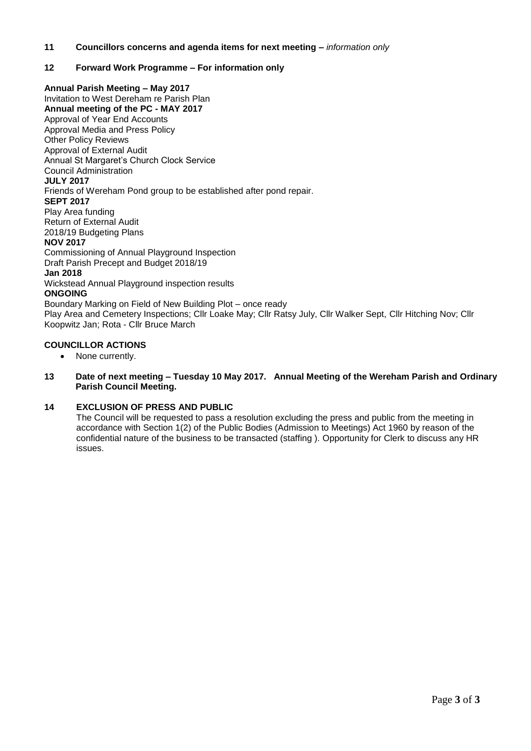**11 Councillors concerns and agenda items for next meeting –** *information only*

**12 Forward Work Programme – For information only**

**Annual Parish Meeting – May 2017**
Invitation to West Dereham re Parish Plan
**Annual meeting of the PC - MAY 2017**
Approval of Year End Accounts
Approval Media and Press Policy
Other Policy Reviews
Approval of External Audit
Annual St Margaret's Church Clock Service
Council Administration
**JULY 2017**
Friends of Wereham Pond group to be established after pond repair.
**SEPT 2017**
Play Area funding
Return of External Audit
2018/19 Budgeting Plans
**NOV 2017**
Commissioning of Annual Playground Inspection
Draft Parish Precept and Budget 2018/19
**Jan 2018**
Wickstead Annual Playground inspection results
**ONGOING**
Boundary Marking on Field of New Building Plot – once ready
Play Area and Cemetery Inspections; Cllr Loake May; Cllr Ratsy July, Cllr Walker Sept, Cllr Hitching Nov; Cllr Koopwitz Jan; Rota - Cllr Bruce March

**COUNCILLOR ACTIONS**

- None currently.

**13 Date of next meeting – Tuesday 10 May 2017. Annual Meeting of the Wereham Parish and Ordinary Parish Council Meeting.**

**14 EXCLUSION OF PRESS AND PUBLIC**

The Council will be requested to pass a resolution excluding the press and public from the meeting in accordance with Section 1(2) of the Public Bodies (Admission to Meetings) Act 1960 by reason of the confidential nature of the business to be transacted (staffing ). Opportunity for Clerk to discuss any HR issues.